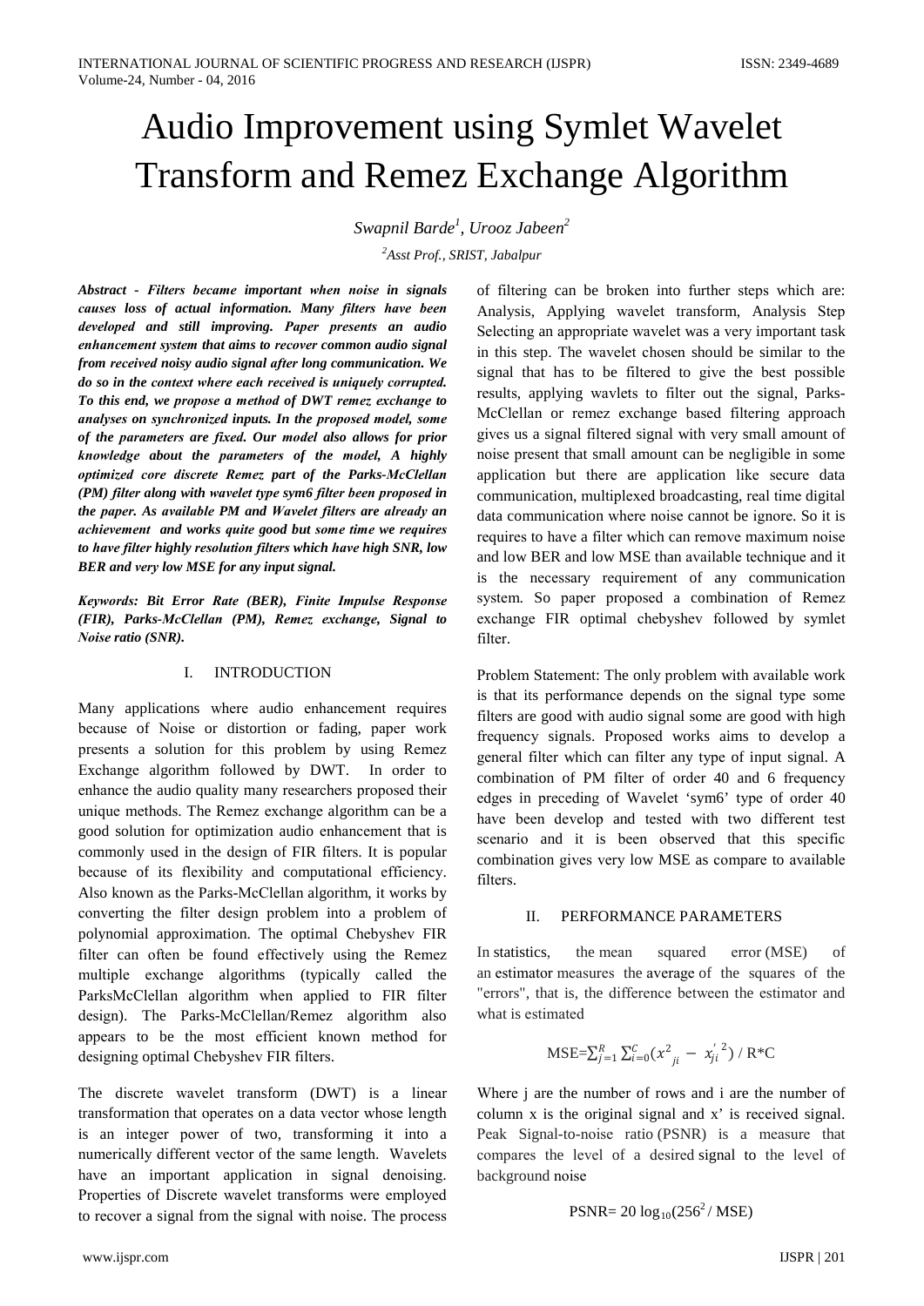# Audio Improvement using Symlet Wavelet Transform and Remez Exchange Algorithm

*Swapnil Barde[1], Urooz Jabeen[2]*

*[2]Asst Prof., SRIST, Jabalpur*

***Abstract - Filters became important when noise in signals causes loss of actual information. Many filters have been developed and still improving. Paper presents an audio enhancement system that aims to recover common audio signal from received noisy audio signal after long communication. We do so in the context where each received is uniquely corrupted. To this end, we propose a method of DWT remez exchange to analyses on synchronized inputs. In the proposed model, some of the parameters are fixed. Our model also allows for prior knowledge about the parameters of the model, A highly optimized core discrete Remez part of the Parks-McClellan (PM) filter along with wavelet type sym6 filter been proposed in the paper. As available PM and Wavelet filters are already an achievement and works quite good but some time we requires to have filter highly resolution filters which have high SNR, low BER and very low MSE for any input signal.***

***Keywords: Bit Error Rate (BER), Finite Impulse Response (FIR), Parks-McClellan (PM), Remez exchange, Signal to Noise ratio (SNR).***

## I. INTRODUCTION

Many applications where audio enhancement requires because of Noise or distortion or fading, paper work presents a solution for this problem by using Remez Exchange algorithm followed by DWT. In order to enhance the audio quality many researchers proposed their unique methods. The Remez exchange algorithm can be a good solution for optimization audio enhancement that is commonly used in the design of FIR filters. It is popular because of its flexibility and computational efficiency. Also known as the Parks-McClellan algorithm, it works by converting the filter design problem into a problem of polynomial approximation. The optimal Chebyshev FIR filter can often be found effectively using the Remez multiple exchange algorithms (typically called the ParksMcClellan algorithm when applied to FIR filter design). The Parks-McClellan/Remez algorithm also appears to be the most efficient known method for designing optimal Chebyshev FIR filters.

The discrete wavelet transform (DWT) is a linear transformation that operates on a data vector whose length is an integer power of two, transforming it into a numerically different vector of the same length. Wavelets have an important application in signal denoising. Properties of Discrete wavelet transforms were employed to recover a signal from the signal with noise. The process of filtering can be broken into further steps which are: Analysis, Applying wavelet transform, Analysis Step Selecting an appropriate wavelet was a very important task in this step. The wavelet chosen should be similar to the signal that has to be filtered to give the best possible results, applying wavlets to filter out the signal, Parks-McClellan or remez exchange based filtering approach gives us a signal filtered signal with very small amount of noise present that small amount can be negligible in some application but there are application like secure data communication, multiplexed broadcasting, real time digital data communication where noise cannot be ignore. So it is requires to have a filter which can remove maximum noise and low BER and low MSE than available technique and it is the necessary requirement of any communication system. So paper proposed a combination of Remez exchange FIR optimal chebyshev followed by symlet filter.

Problem Statement: The only problem with available work is that its performance depends on the signal type some filters are good with audio signal some are good with high frequency signals. Proposed works aims to develop a general filter which can filter any type of input signal. A combination of PM filter of order 40 and 6 frequency edges in preceding of Wavelet 'sym6' type of order 40 have been develop and tested with two different test scenario and it is been observed that this specific combination gives very low MSE as compare to available filters.

## II. PERFORMANCE PARAMETERS

In statistics, the mean squared error (MSE) of an estimator measures the average of the squares of the "errors", that is, the difference between the estimator and what is estimated

$$\text{MSE}=\sum_{j=1}^{R}\sum_{i=0}^{C}\left(x^2{}_{ji} - x'^{\,2}_{ji}\right) / \text{R*C}$$

Where j are the number of rows and i are the number of column x is the original signal and x' is received signal. Peak Signal-to-noise ratio (PSNR) is a measure that compares the level of a desired signal to the level of background noise

$$\text{PSNR}= 20 \log_{10}(256^2 / \text{MSE})$$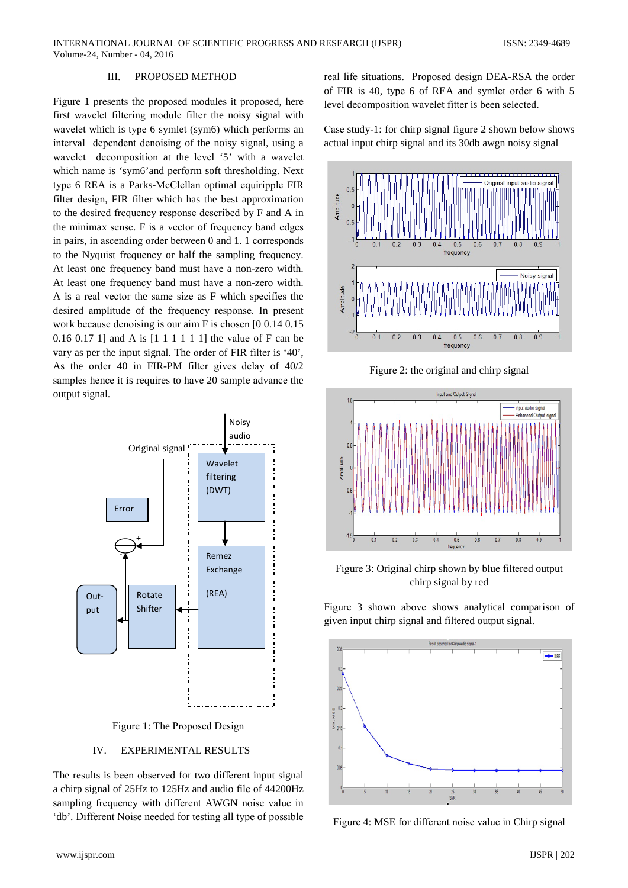## III. PROPOSED METHOD

Figure 1 presents the proposed modules it proposed, here first wavelet filtering module filter the noisy signal with wavelet which is type 6 symlet (sym6) which performs an interval dependent denoising of the noisy signal, using a wavelet decomposition at the level '5' with a wavelet which name is 'sym6'and perform soft thresholding. Next type 6 REA is a Parks-McClellan optimal equiripple FIR filter design, FIR filter which has the best approximation to the desired frequency response described by F and A in the minimax sense. F is a vector of frequency band edges in pairs, in ascending order between 0 and 1. 1 corresponds to the Nyquist frequency or half the sampling frequency. At least one frequency band must have a non-zero width. At least one frequency band must have a non-zero width. A is a real vector the same size as F which specifies the desired amplitude of the frequency response. In present work because denoising is our aim F is chosen [0 0.14 0.15 0.16 0.17 1] and A is [1 1 1 1 1 1] the value of F can be vary as per the input signal. The order of FIR filter is '40', As the order 40 in FIR-PM filter gives delay of 40/2 samples hence it is requires to have 20 sample advance the output signal.

Figure 1: The Proposed Design

## IV. EXPERIMENTAL RESULTS

The results is been observed for two different input signal a chirp signal of 25Hz to 125Hz and audio file of 44200Hz sampling frequency with different AWGN noise value in 'db'. Different Noise needed for testing all type of possible real life situations. Proposed design DEA-RSA the order of FIR is 40, type 6 of REA and symlet order 6 with 5 level decomposition wavelet fitter is been selected.

Case study-1: for chirp signal figure 2 shown below shows actual input chirp signal and its 30db awgn noisy signal

Figure 2: the original and chirp signal

Figure 3: Original chirp shown by blue filtered output chirp signal by red

Figure 3 shown above shows analytical comparison of given input chirp signal and filtered output signal.

Figure 4: MSE for different noise value in Chirp signal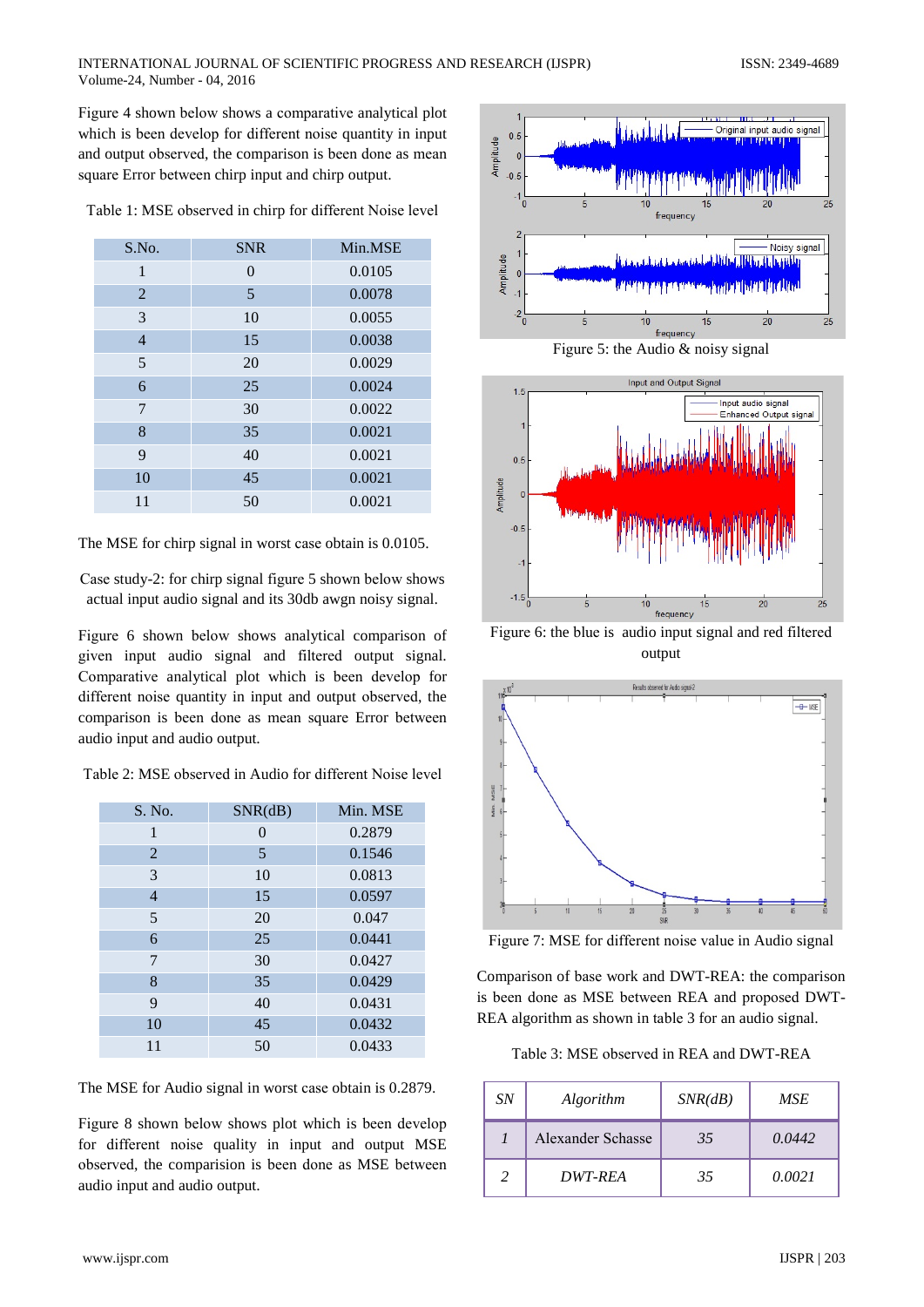Figure 4 shown below shows a comparative analytical plot which is been develop for different noise quantity in input and output observed, the comparison is been done as mean square Error between chirp input and chirp output.

Table 1: MSE observed in chirp for different Noise level

| S.No. | SNR | Min.MSE |
|---|---|---|
| 1 | 0 | 0.0105 |
| 2 | 5 | 0.0078 |
| 3 | 10 | 0.0055 |
| 4 | 15 | 0.0038 |
| 5 | 20 | 0.0029 |
| 6 | 25 | 0.0024 |
| 7 | 30 | 0.0022 |
| 8 | 35 | 0.0021 |
| 9 | 40 | 0.0021 |
| 10 | 45 | 0.0021 |
| 11 | 50 | 0.0021 |

The MSE for chirp signal in worst case obtain is 0.0105.

Case study-2: for chirp signal figure 5 shown below shows actual input audio signal and its 30db awgn noisy signal.

Figure 6 shown below shows analytical comparison of given input audio signal and filtered output signal. Comparative analytical plot which is been develop for different noise quantity in input and output observed, the comparison is been done as mean square Error between audio input and audio output.

Table 2: MSE observed in Audio for different Noise level

| S. No. | SNR(dB) | Min. MSE |
|---|---|---|
| 1 | 0 | 0.2879 |
| 2 | 5 | 0.1546 |
| 3 | 10 | 0.0813 |
| 4 | 15 | 0.0597 |
| 5 | 20 | 0.047 |
| 6 | 25 | 0.0441 |
| 7 | 30 | 0.0427 |
| 8 | 35 | 0.0429 |
| 9 | 40 | 0.0431 |
| 10 | 45 | 0.0432 |
| 11 | 50 | 0.0433 |

The MSE for Audio signal in worst case obtain is 0.2879.

Figure 8 shown below shows plot which is been develop for different noise quality in input and output MSE observed, the comparision is been done as MSE between audio input and audio output.

Figure 5: the Audio & noisy signal

Figure 6: the blue is audio input signal and red filtered output

Figure 7: MSE for different noise value in Audio signal

Comparison of base work and DWT-REA: the comparison is been done as MSE between REA and proposed DWT-REA algorithm as shown in table 3 for an audio signal.

Table 3: MSE observed in REA and DWT-REA

| *SN* | *Algorithm* | *SNR(dB)* | *MSE* |
|---|---|---|---|
| *1* | Alexander Schasse | *35* | *0.0442* |
| *2* | *DWT-REA* | *35* | *0.0021* |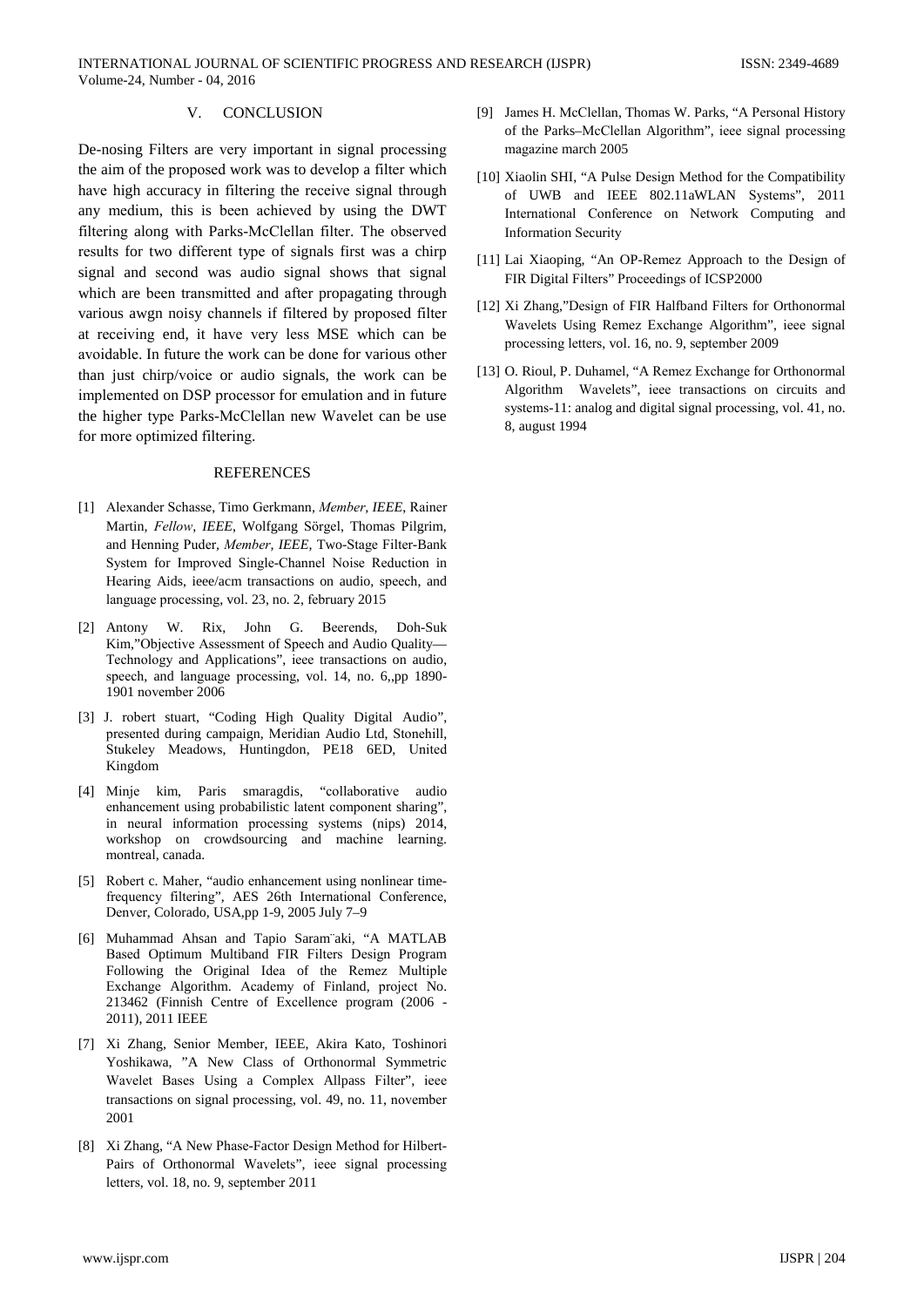## V. CONCLUSION

De-nosing Filters are very important in signal processing the aim of the proposed work was to develop a filter which have high accuracy in filtering the receive signal through any medium, this is been achieved by using the DWT filtering along with Parks-McClellan filter. The observed results for two different type of signals first was a chirp signal and second was audio signal shows that signal which are been transmitted and after propagating through various awgn noisy channels if filtered by proposed filter at receiving end, it have very less MSE which can be avoidable. In future the work can be done for various other than just chirp/voice or audio signals, the work can be implemented on DSP processor for emulation and in future the higher type Parks-McClellan new Wavelet can be use for more optimized filtering.

## REFERENCES

[1] Alexander Schasse, Timo Gerkmann, *Member, IEEE*, Rainer Martin, *Fellow, IEEE*, Wolfgang Sörgel, Thomas Pilgrim, and Henning Puder, *Member, IEEE*, Two-Stage Filter-Bank System for Improved Single-Channel Noise Reduction in Hearing Aids, ieee/acm transactions on audio, speech, and language processing, vol. 23, no. 2, february 2015

[2] Antony W. Rix, John G. Beerends, Doh-Suk Kim,"Objective Assessment of Speech and Audio Quality— Technology and Applications", ieee transactions on audio, speech, and language processing, vol. 14, no. 6,,pp 1890-1901 november 2006

[3] J. robert stuart, "Coding High Quality Digital Audio", presented during campaign, Meridian Audio Ltd, Stonehill, Stukeley Meadows, Huntingdon, PE18 6ED, United Kingdom

[4] Minje kim, Paris smaragdis, "collaborative audio enhancement using probabilistic latent component sharing", in neural information processing systems (nips) 2014, workshop on crowdsourcing and machine learning. montreal, canada.

[5] Robert c. Maher, "audio enhancement using nonlinear time-frequency filtering", AES 26th International Conference, Denver, Colorado, USA,pp 1-9, 2005 July 7–9

[6] Muhammad Ahsan and Tapio Saram¨aki, "A MATLAB Based Optimum Multiband FIR Filters Design Program Following the Original Idea of the Remez Multiple Exchange Algorithm. Academy of Finland, project No. 213462 (Finnish Centre of Excellence program (2006 - 2011), 2011 IEEE

[7] Xi Zhang, Senior Member, IEEE, Akira Kato, Toshinori Yoshikawa, "A New Class of Orthonormal Symmetric Wavelet Bases Using a Complex Allpass Filter", ieee transactions on signal processing, vol. 49, no. 11, november 2001

[8] Xi Zhang, "A New Phase-Factor Design Method for Hilbert-Pairs of Orthonormal Wavelets", ieee signal processing letters, vol. 18, no. 9, september 2011

[9] James H. McClellan, Thomas W. Parks, "A Personal History of the Parks–McClellan Algorithm", ieee signal processing magazine march 2005

[10] Xiaolin SHI, "A Pulse Design Method for the Compatibility of UWB and IEEE 802.11aWLAN Systems", 2011 International Conference on Network Computing and Information Security

[11] Lai Xiaoping, "An OP-Remez Approach to the Design of FIR Digital Filters" Proceedings of ICSP2000

[12] Xi Zhang,"Design of FIR Halfband Filters for Orthonormal Wavelets Using Remez Exchange Algorithm", ieee signal processing letters, vol. 16, no. 9, september 2009

[13] O. Rioul, P. Duhamel, "A Remez Exchange for Orthonormal Algorithm Wavelets", ieee transactions on circuits and systems-11: analog and digital signal processing, vol. 41, no. 8, august 1994